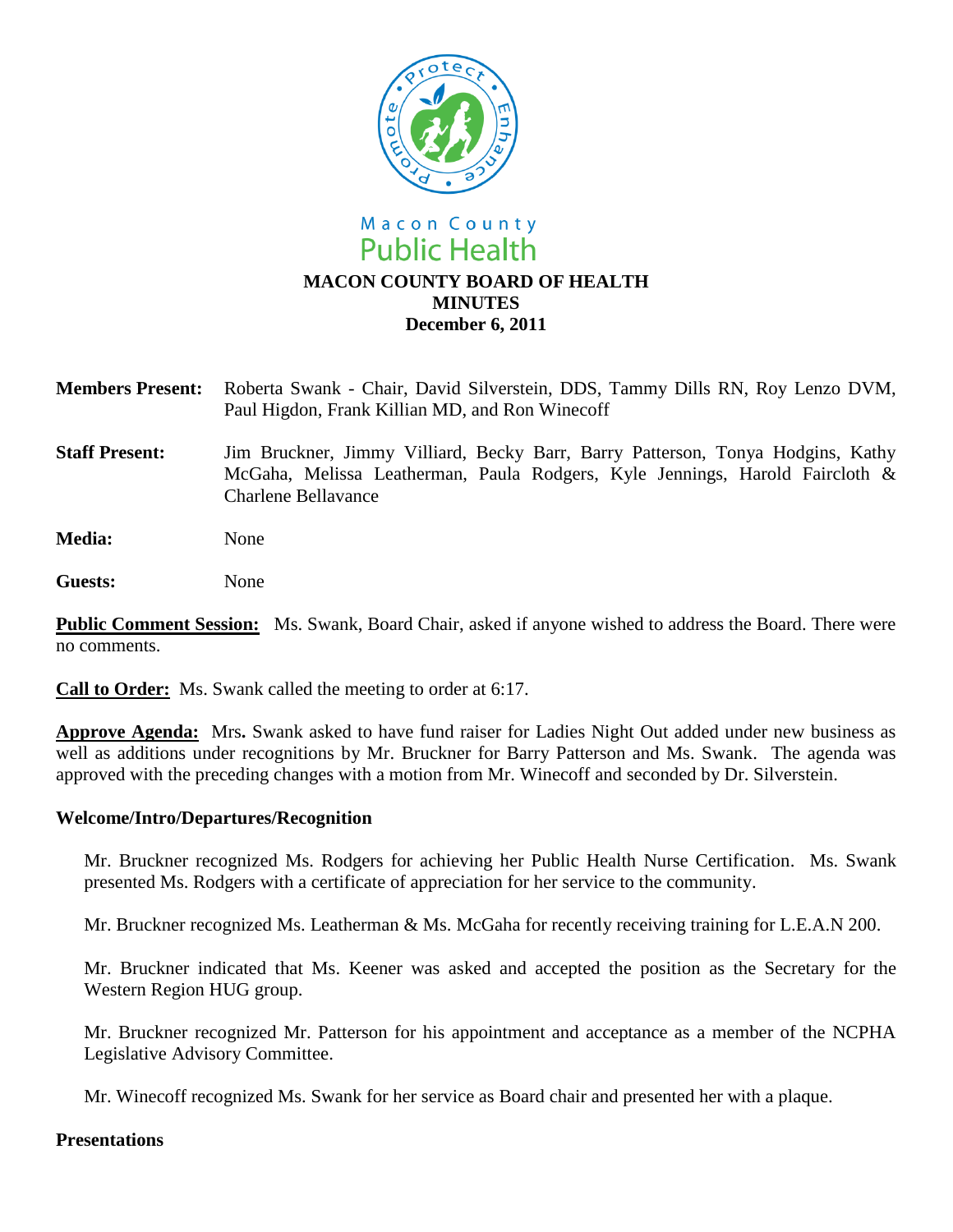Macon County
Public Health

# MACON COUNTY BOARD OF HEALTH
# MINUTES
## December 6, 2011

**Members Present:** Roberta Swank - Chair, David Silverstein, DDS, Tammy Dills RN, Roy Lenzo DVM, Paul Higdon, Frank Killian MD, and Ron Winecoff

**Staff Present:** Jim Bruckner, Jimmy Villiard, Becky Barr, Barry Patterson, Tonya Hodgins, Kathy McGaha, Melissa Leatherman, Paula Rodgers, Kyle Jennings, Harold Faircloth & Charlene Bellavance

**Media:** None

**Guests:** None

**Public Comment Session:** Ms. Swank, Board Chair, asked if anyone wished to address the Board. There were no comments.

**Call to Order:** Ms. Swank called the meeting to order at 6:17.

**Approve Agenda:** Mrs**.** Swank asked to have fund raiser for Ladies Night Out added under new business as well as additions under recognitions by Mr. Bruckner for Barry Patterson and Ms. Swank. The agenda was approved with the preceding changes with a motion from Mr. Winecoff and seconded by Dr. Silverstein.

**Welcome/Intro/Departures/Recognition**

Mr. Bruckner recognized Ms. Rodgers for achieving her Public Health Nurse Certification. Ms. Swank presented Ms. Rodgers with a certificate of appreciation for her service to the community.

Mr. Bruckner recognized Ms. Leatherman & Ms. McGaha for recently receiving training for L.E.A.N 200.

Mr. Bruckner indicated that Ms. Keener was asked and accepted the position as the Secretary for the Western Region HUG group.

Mr. Bruckner recognized Mr. Patterson for his appointment and acceptance as a member of the NCPHA Legislative Advisory Committee.

Mr. Winecoff recognized Ms. Swank for her service as Board chair and presented her with a plaque.

**Presentations**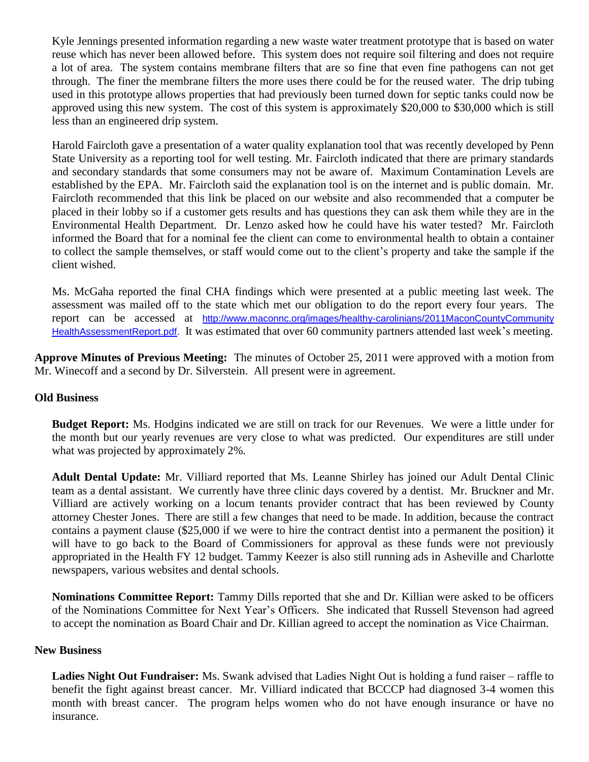Kyle Jennings presented information regarding a new waste water treatment prototype that is based on water reuse which has never been allowed before. This system does not require soil filtering and does not require a lot of area. The system contains membrane filters that are so fine that even fine pathogens can not get through. The finer the membrane filters the more uses there could be for the reused water. The drip tubing used in this prototype allows properties that had previously been turned down for septic tanks could now be approved using this new system. The cost of this system is approximately $20,000 to $30,000 which is still less than an engineered drip system.

Harold Faircloth gave a presentation of a water quality explanation tool that was recently developed by Penn State University as a reporting tool for well testing. Mr. Faircloth indicated that there are primary standards and secondary standards that some consumers may not be aware of. Maximum Contamination Levels are established by the EPA. Mr. Faircloth said the explanation tool is on the internet and is public domain. Mr. Faircloth recommended that this link be placed on our website and also recommended that a computer be placed in their lobby so if a customer gets results and has questions they can ask them while they are in the Environmental Health Department. Dr. Lenzo asked how he could have his water tested? Mr. Faircloth informed the Board that for a nominal fee the client can come to environmental health to obtain a container to collect the sample themselves, or staff would come out to the client's property and take the sample if the client wished.

Ms. McGaha reported the final CHA findings which were presented at a public meeting last week. The assessment was mailed off to the state which met our obligation to do the report every four years. The report can be accessed at http://www.maconnc.org/images/healthy-carolinians/2011MaconCountyCommunityHealthAssessmentReport.pdf. It was estimated that over 60 community partners attended last week's meeting.

**Approve Minutes of Previous Meeting:** The minutes of October 25, 2011 were approved with a motion from Mr. Winecoff and a second by Dr. Silverstein. All present were in agreement.

**Old Business**

**Budget Report:** Ms. Hodgins indicated we are still on track for our Revenues. We were a little under for the month but our yearly revenues are very close to what was predicted. Our expenditures are still under what was projected by approximately 2%.

**Adult Dental Update:** Mr. Villiard reported that Ms. Leanne Shirley has joined our Adult Dental Clinic team as a dental assistant. We currently have three clinic days covered by a dentist. Mr. Bruckner and Mr. Villiard are actively working on a locum tenants provider contract that has been reviewed by County attorney Chester Jones. There are still a few changes that need to be made. In addition, because the contract contains a payment clause ($25,000 if we were to hire the contract dentist into a permanent the position) it will have to go back to the Board of Commissioners for approval as these funds were not previously appropriated in the Health FY 12 budget. Tammy Keezer is also still running ads in Asheville and Charlotte newspapers, various websites and dental schools.

**Nominations Committee Report:** Tammy Dills reported that she and Dr. Killian were asked to be officers of the Nominations Committee for Next Year's Officers. She indicated that Russell Stevenson had agreed to accept the nomination as Board Chair and Dr. Killian agreed to accept the nomination as Vice Chairman.

**New Business**

**Ladies Night Out Fundraiser:** Ms. Swank advised that Ladies Night Out is holding a fund raiser – raffle to benefit the fight against breast cancer. Mr. Villiard indicated that BCCCP had diagnosed 3-4 women this month with breast cancer. The program helps women who do not have enough insurance or have no insurance.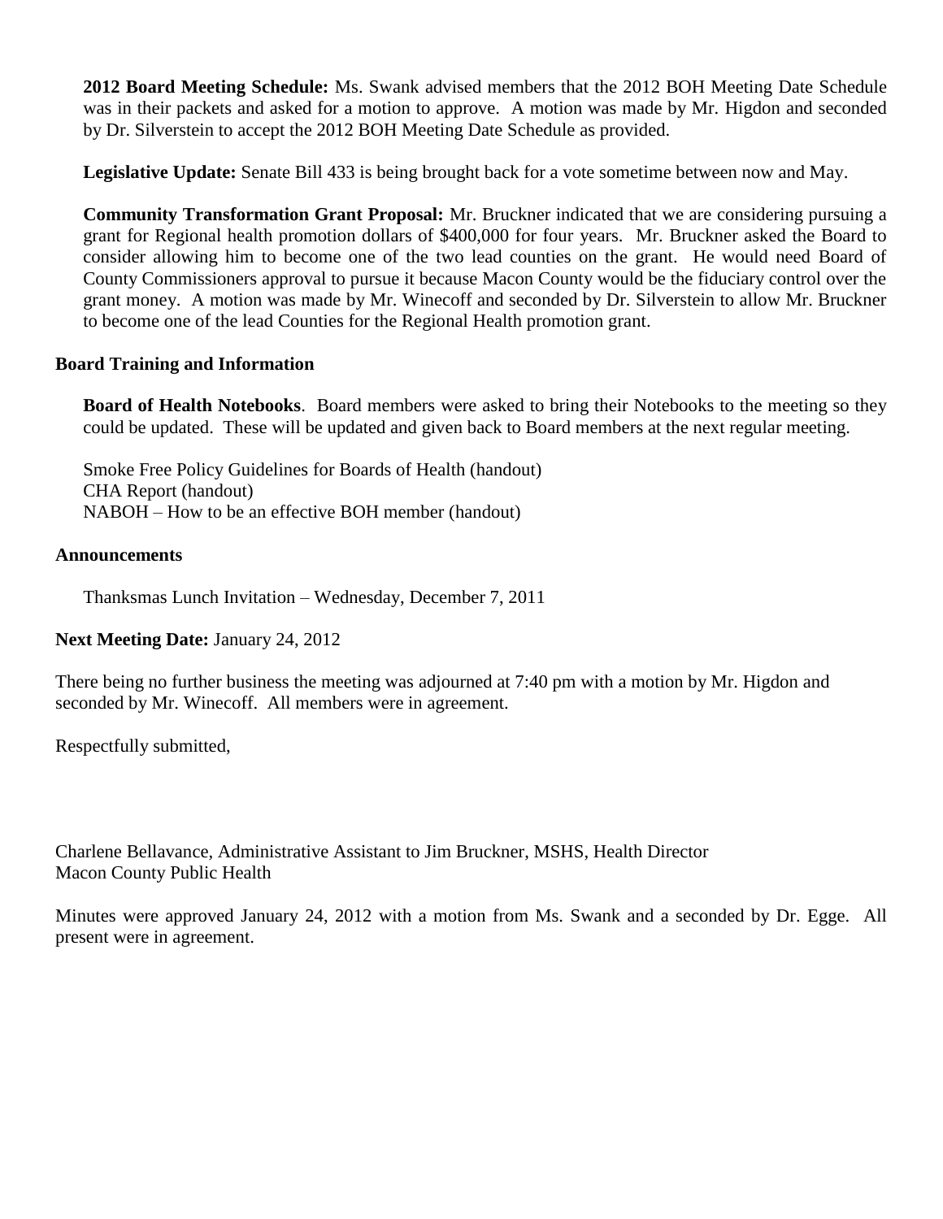**2012 Board Meeting Schedule:** Ms. Swank advised members that the 2012 BOH Meeting Date Schedule was in their packets and asked for a motion to approve. A motion was made by Mr. Higdon and seconded by Dr. Silverstein to accept the 2012 BOH Meeting Date Schedule as provided.

**Legislative Update:** Senate Bill 433 is being brought back for a vote sometime between now and May.

**Community Transformation Grant Proposal:** Mr. Bruckner indicated that we are considering pursuing a grant for Regional health promotion dollars of $400,000 for four years. Mr. Bruckner asked the Board to consider allowing him to become one of the two lead counties on the grant. He would need Board of County Commissioners approval to pursue it because Macon County would be the fiduciary control over the grant money. A motion was made by Mr. Winecoff and seconded by Dr. Silverstein to allow Mr. Bruckner to become one of the lead Counties for the Regional Health promotion grant.

**Board Training and Information**

**Board of Health Notebooks**. Board members were asked to bring their Notebooks to the meeting so they could be updated. These will be updated and given back to Board members at the next regular meeting.

Smoke Free Policy Guidelines for Boards of Health (handout)
CHA Report (handout)
NABOH – How to be an effective BOH member (handout)

**Announcements**

Thanksmas Lunch Invitation – Wednesday, December 7, 2011

**Next Meeting Date:** January 24, 2012

There being no further business the meeting was adjourned at 7:40 pm with a motion by Mr. Higdon and seconded by Mr. Winecoff. All members were in agreement.

Respectfully submitted,

Charlene Bellavance, Administrative Assistant to Jim Bruckner, MSHS, Health Director
Macon County Public Health

Minutes were approved January 24, 2012 with a motion from Ms. Swank and a seconded by Dr. Egge. All present were in agreement.